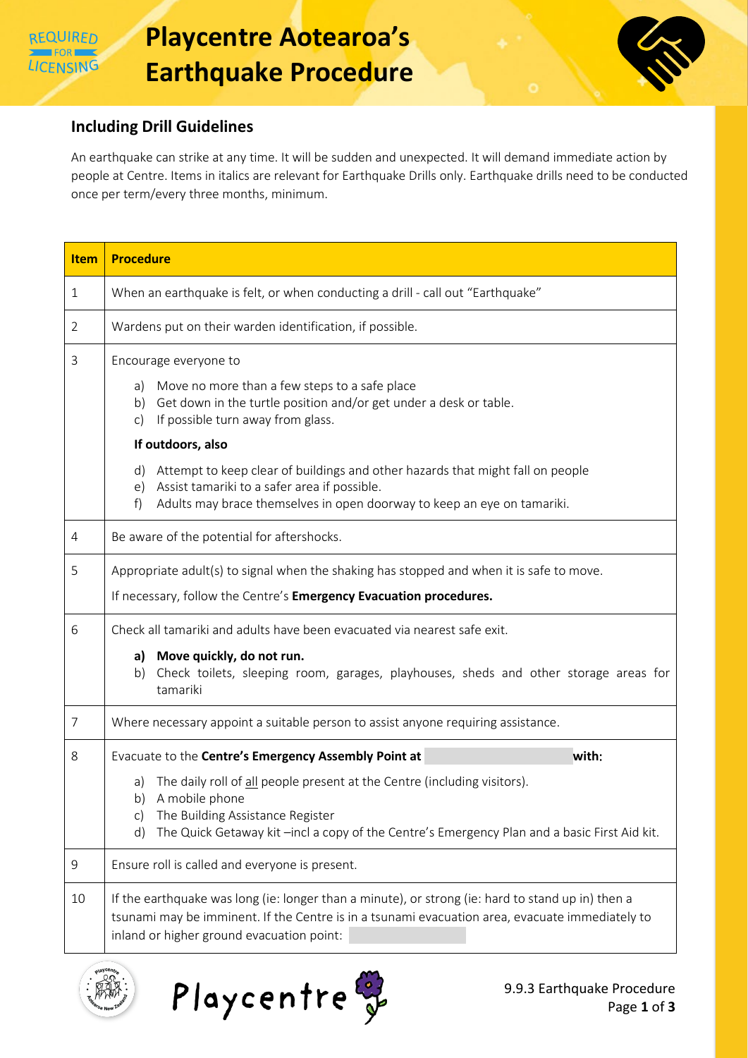REQUIRED FOR LICENSING

# Playcentre Aotearoa's Earthquake Procedure

## Including Drill Guidelines

An earthquake can strike at any time. It will be sudden and unexpected. It will demand immediate action by people at Centre. Items in italics are relevant for Earthquake Drills only. Earthquake drills need to be conducted once per term/every three months, minimum.

| Item | Procedure |
|---|---|
| 1 | When an earthquake is felt, or when conducting a drill - call out "Earthquake" |
| 2 | Wardens put on their warden identification, if possible. |
| 3 | Encourage everyone to<br>a) Move no more than a few steps to a safe place<br>b) Get down in the turtle position and/or get under a desk or table.<br>c) If possible turn away from glass.<br>**If outdoors, also**<br>d) Attempt to keep clear of buildings and other hazards that might fall on people<br>e) Assist tamariki to a safer area if possible.<br>f) Adults may brace themselves in open doorway to keep an eye on tamariki. |
| 4 | Be aware of the potential for aftershocks. |
| 5 | Appropriate adult(s) to signal when the shaking has stopped and when it is safe to move.<br>If necessary, follow the Centre's **Emergency Evacuation procedures.** |
| 6 | Check all tamariki and adults have been evacuated via nearest safe exit.<br>**a) Move quickly, do not run.**<br>b) Check toilets, sleeping room, garages, playhouses, sheds and other storage areas for tamariki |
| 7 | Where necessary appoint a suitable person to assist anyone requiring assistance. |
| 8 | Evacuate to the **Centre's Emergency Assembly Point at** \_\_\_\_\_\_\_\_\_\_ **with:**<br>a) The daily roll of <u>all</u> people present at the Centre (including visitors).<br>b) A mobile phone<br>c) The Building Assistance Register<br>d) The Quick Getaway kit –incl a copy of the Centre's Emergency Plan and a basic First Aid kit. |
| 9 | Ensure roll is called and everyone is present. |
| 10 | If the earthquake was long (ie: longer than a minute), or strong (ie: hard to stand up in) then a tsunami may be imminent. If the Centre is in a tsunami evacuation area, evacuate immediately to inland or higher ground evacuation point: \_\_\_\_\_\_\_\_\_\_ |

9.9.3 Earthquake Procedure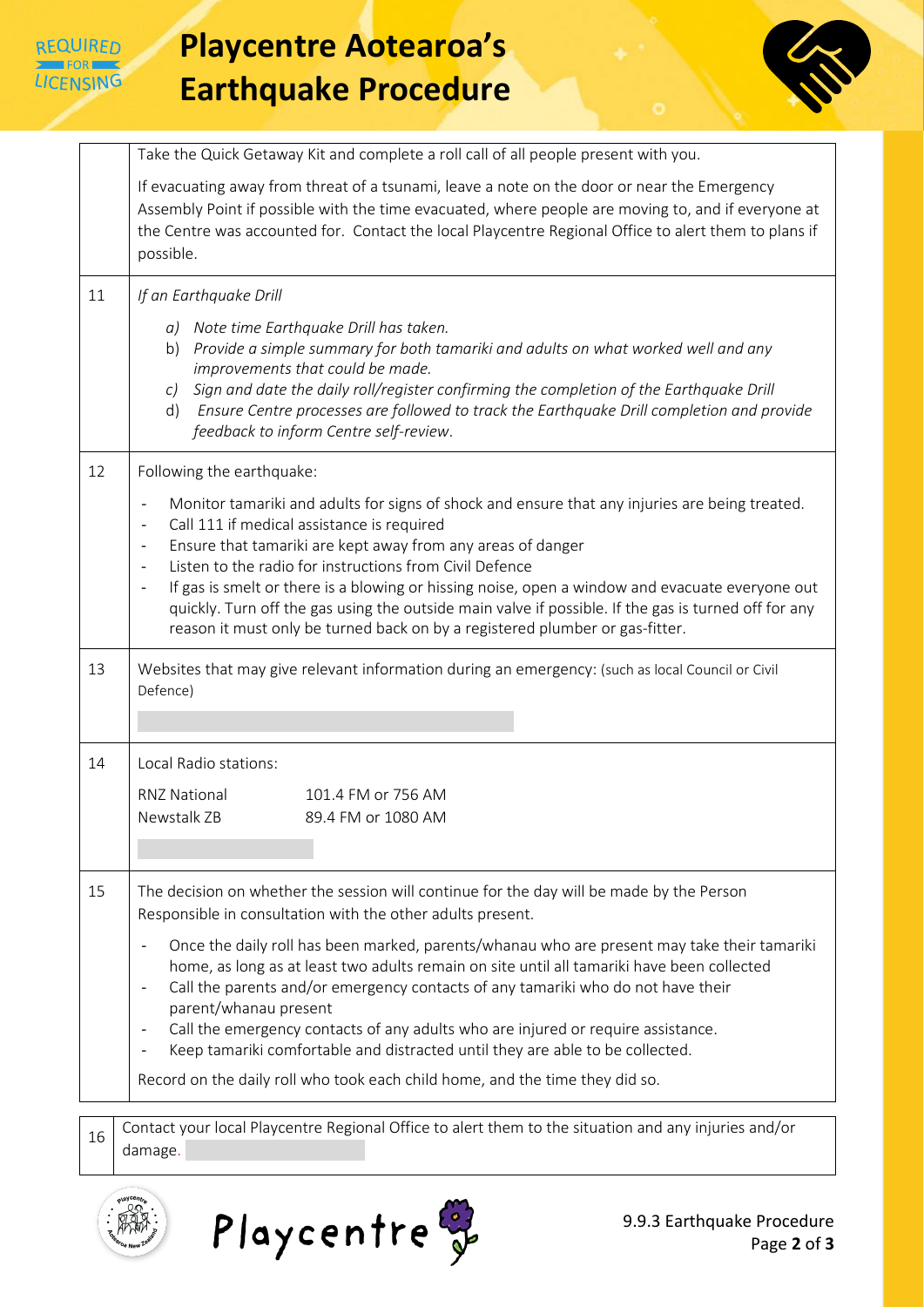| | |
|---|---|
| | Take the Quick Getaway Kit and complete a roll call of all people present with you.<br><br>If evacuating away from threat of a tsunami, leave a note on the door or near the Emergency Assembly Point if possible with the time evacuated, where people are moving to, and if everyone at the Centre was accounted for. Contact the local Playcentre Regional Office to alert them to plans if possible. |
| 11 | *If an Earthquake Drill*<br><br>a) *Note time Earthquake Drill has taken.*<br>b) *Provide a simple summary for both tamariki and adults on what worked well and any improvements that could be made.*<br>c) *Sign and date the daily roll/register confirming the completion of the Earthquake Drill*<br>d) *Ensure Centre processes are followed to track the Earthquake Drill completion and provide feedback to inform Centre self-review.* |
| 12 | Following the earthquake:<br><br>- Monitor tamariki and adults for signs of shock and ensure that any injuries are being treated.<br>- Call 111 if medical assistance is required<br>- Ensure that tamariki are kept away from any areas of danger<br>- Listen to the radio for instructions from Civil Defence<br>- If gas is smelt or there is a blowing or hissing noise, open a window and evacuate everyone out quickly. Turn off the gas using the outside main valve if possible. If the gas is turned off for any reason it must only be turned back on by a registered plumber or gas-fitter. |
| 13 | Websites that may give relevant information during an emergency: (such as local Council or Civil Defence) |
| 14 | Local Radio stations:<br><br>RNZ National 101.4 FM or 756 AM<br>Newstalk ZB 89.4 FM or 1080 AM |
| 15 | The decision on whether the session will continue for the day will be made by the Person Responsible in consultation with the other adults present.<br><br>- Once the daily roll has been marked, parents/whanau who are present may take their tamariki home, as long as at least two adults remain on site until all tamariki have been collected<br>- Call the parents and/or emergency contacts of any tamariki who do not have their parent/whanau present<br>- Call the emergency contacts of any adults who are injured or require assistance.<br>- Keep tamariki comfortable and distracted until they are able to be collected.<br><br>Record on the daily roll who took each child home, and the time they did so. |
| 16 | Contact your local Playcentre Regional Office to alert them to the situation and any injuries and/or damage. |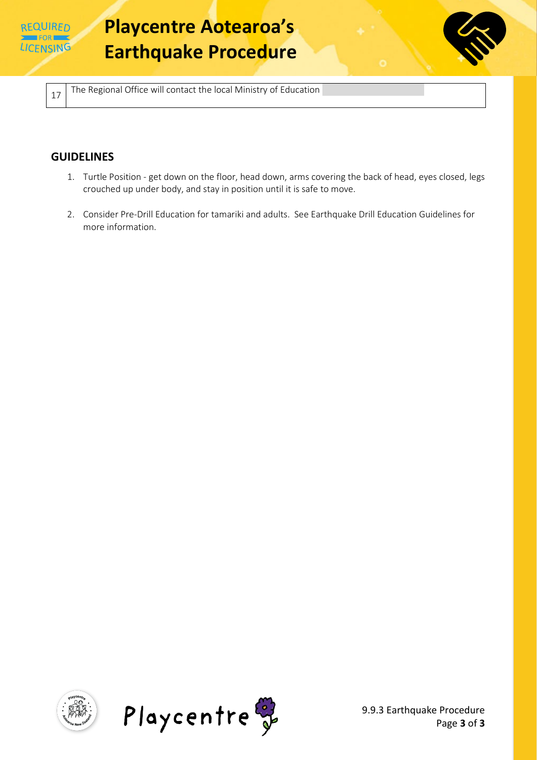| | |
|---|---|
| 17 | The Regional Office will contact the local Ministry of Education |

## GUIDELINES

1. Turtle Position - get down on the floor, head down, arms covering the back of head, eyes closed, legs crouched up under body, and stay in position until it is safe to move.
2. Consider Pre-Drill Education for tamariki and adults. See Earthquake Drill Education Guidelines for more information.